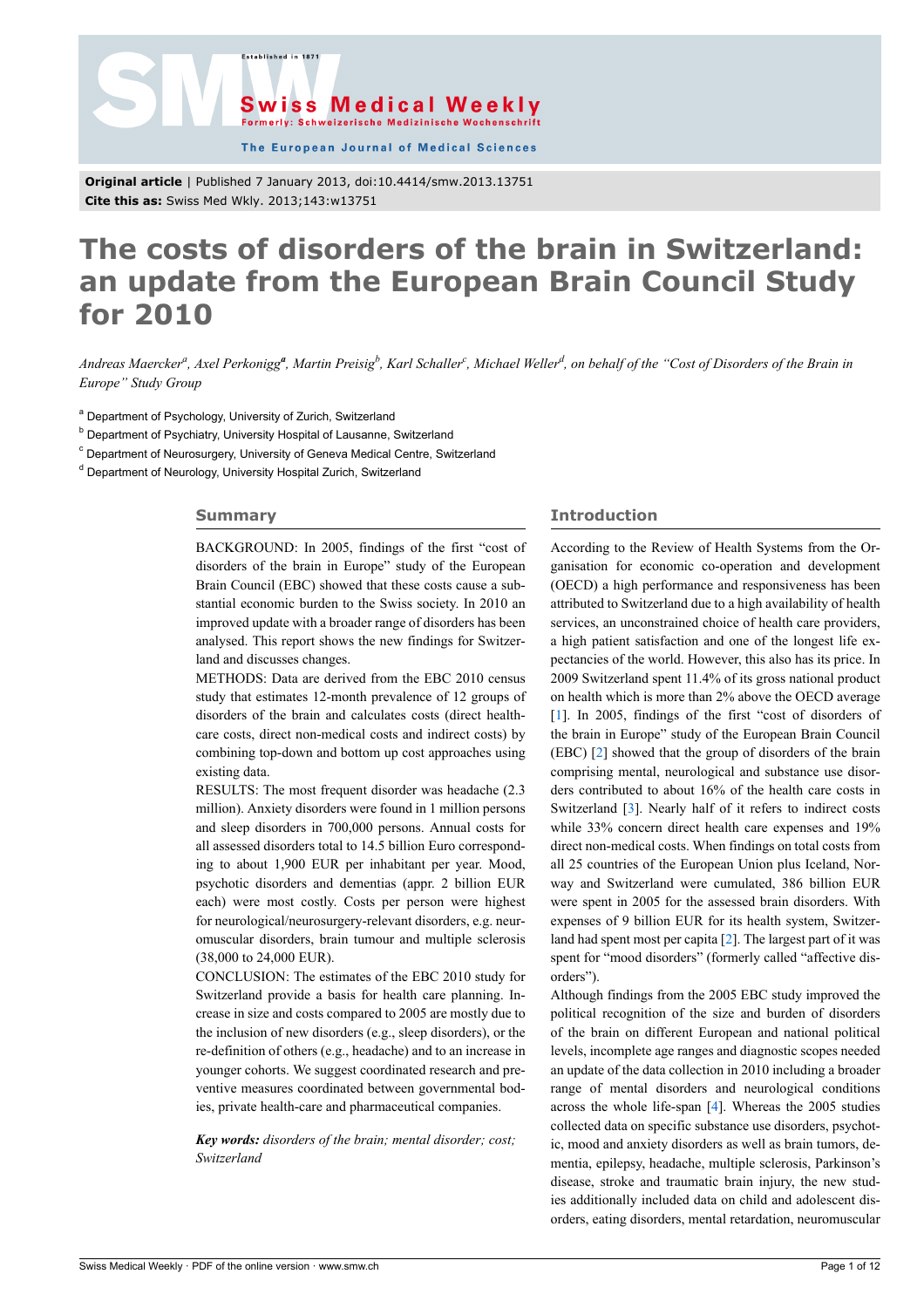**Original article** | Published 7 January 2013, doi:10.4414/smw.2013.13751
**Cite this as:** Swiss Med Wkly. 2013;143:w13751

# The costs of disorders of the brain in Switzerland: an update from the European Brain Council Study for 2010

*Andreas Maercker[a], Axel Perkonigg[a], Martin Preisig[b], Karl Schaller[c], Michael Weller[d], on behalf of the "Cost of Disorders of the Brain in Europe" Study Group*

[a] Department of Psychology, University of Zurich, Switzerland
[b] Department of Psychiatry, University Hospital of Lausanne, Switzerland
[c] Department of Neurosurgery, University of Geneva Medical Centre, Switzerland
[d] Department of Neurology, University Hospital Zurich, Switzerland

## Summary

BACKGROUND: In 2005, findings of the first "cost of disorders of the brain in Europe" study of the European Brain Council (EBC) showed that these costs cause a substantial economic burden to the Swiss society. In 2010 an improved update with a broader range of disorders has been analysed. This report shows the new findings for Switzerland and discusses changes.

METHODS: Data are derived from the EBC 2010 census study that estimates 12-month prevalence of 12 groups of disorders of the brain and calculates costs (direct health-care costs, direct non-medical costs and indirect costs) by combining top-down and bottom up cost approaches using existing data.

RESULTS: The most frequent disorder was headache (2.3 million). Anxiety disorders were found in 1 million persons and sleep disorders in 700,000 persons. Annual costs for all assessed disorders total to 14.5 billion Euro corresponding to about 1,900 EUR per inhabitant per year. Mood, psychotic disorders and dementias (appr. 2 billion EUR each) were most costly. Costs per person were highest for neurological/neurosurgery-relevant disorders, e.g. neuromuscular disorders, brain tumour and multiple sclerosis (38,000 to 24,000 EUR).

CONCLUSION: The estimates of the EBC 2010 study for Switzerland provide a basis for health care planning. Increase in size and costs compared to 2005 are mostly due to the inclusion of new disorders (e.g., sleep disorders), or the re-definition of others (e.g., headache) and to an increase in younger cohorts. We suggest coordinated research and preventive measures coordinated between governmental bodies, private health-care and pharmaceutical companies.

***Key words:*** *disorders of the brain; mental disorder; cost; Switzerland*

## Introduction

According to the Review of Health Systems from the Organisation for economic co-operation and development (OECD) a high performance and responsiveness has been attributed to Switzerland due to a high availability of health services, an unconstrained choice of health care providers, a high patient satisfaction and one of the longest life expectancies of the world. However, this also has its price. In 2009 Switzerland spent 11.4% of its gross national product on health which is more than 2% above the OECD average [1]. In 2005, findings of the first "cost of disorders of the brain in Europe" study of the European Brain Council (EBC) [2] showed that the group of disorders of the brain comprising mental, neurological and substance use disorders contributed to about 16% of the health care costs in Switzerland [3]. Nearly half of it refers to indirect costs while 33% concern direct health care expenses and 19% direct non-medical costs. When findings on total costs from all 25 countries of the European Union plus Iceland, Norway and Switzerland were cumulated, 386 billion EUR were spent in 2005 for the assessed brain disorders. With expenses of 9 billion EUR for its health system, Switzerland had spent most per capita [2]. The largest part of it was spent for "mood disorders" (formerly called "affective disorders").

Although findings from the 2005 EBC study improved the political recognition of the size and burden of disorders of the brain on different European and national political levels, incomplete age ranges and diagnostic scopes needed an update of the data collection in 2010 including a broader range of mental disorders and neurological conditions across the whole life-span [4]. Whereas the 2005 studies collected data on specific substance use disorders, psychotic, mood and anxiety disorders as well as brain tumors, dementia, epilepsy, headache, multiple sclerosis, Parkinson's disease, stroke and traumatic brain injury, the new studies additionally included data on child and adolescent disorders, eating disorders, mental retardation, neuromuscular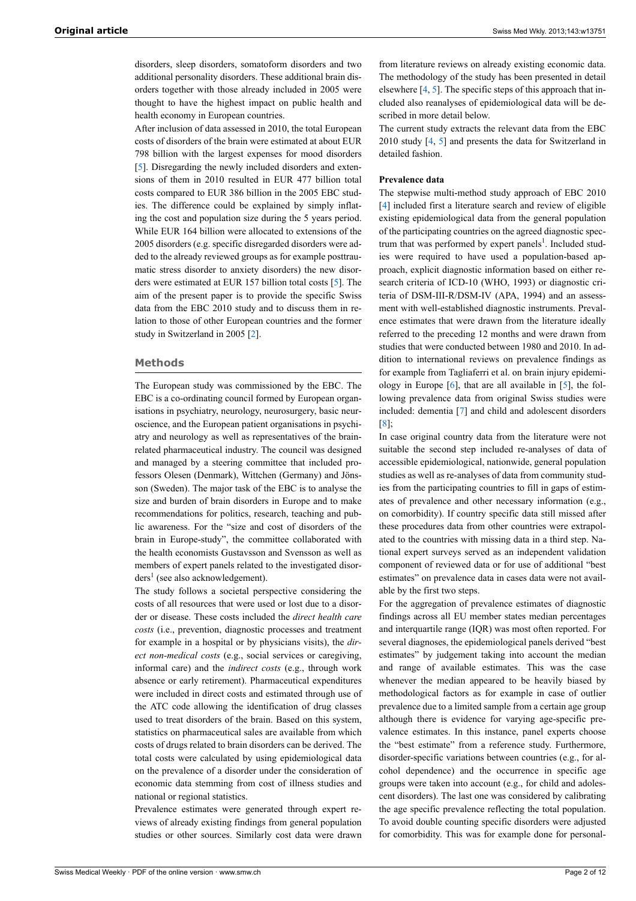disorders, sleep disorders, somatoform disorders and two additional personality disorders. These additional brain disorders together with those already included in 2005 were thought to have the highest impact on public health and health economy in European countries.

After inclusion of data assessed in 2010, the total European costs of disorders of the brain were estimated at about EUR 798 billion with the largest expenses for mood disorders [5]. Disregarding the newly included disorders and extensions of them in 2010 resulted in EUR 477 billion total costs compared to EUR 386 billion in the 2005 EBC studies. The difference could be explained by simply inflating the cost and population size during the 5 years period. While EUR 164 billion were allocated to extensions of the 2005 disorders (e.g. specific disregarded disorders were added to the already reviewed groups as for example posttraumatic stress disorder to anxiety disorders) the new disorders were estimated at EUR 157 billion total costs [5]. The aim of the present paper is to provide the specific Swiss data from the EBC 2010 study and to discuss them in relation to those of other European countries and the former study in Switzerland in 2005 [2].

## Methods

The European study was commissioned by the EBC. The EBC is a co-ordinating council formed by European organisations in psychiatry, neurology, neurosurgery, basic neuroscience, and the European patient organisations in psychiatry and neurology as well as representatives of the brain-related pharmaceutical industry. The council was designed and managed by a steering committee that included professors Olesen (Denmark), Wittchen (Germany) and Jönsson (Sweden). The major task of the EBC is to analyse the size and burden of brain disorders in Europe and to make recommendations for politics, research, teaching and public awareness. For the "size and cost of disorders of the brain in Europe-study", the committee collaborated with the health economists Gustavsson and Svensson as well as members of expert panels related to the investigated disorders[1] (see also acknowledgement).

The study follows a societal perspective considering the costs of all resources that were used or lost due to a disorder or disease. These costs included the *direct health care costs* (i.e., prevention, diagnostic processes and treatment for example in a hospital or by physicians visits), the *direct non-medical costs* (e.g., social services or caregiving, informal care) and the *indirect costs* (e.g., through work absence or early retirement). Pharmaceutical expenditures were included in direct costs and estimated through use of the ATC code allowing the identification of drug classes used to treat disorders of the brain. Based on this system, statistics on pharmaceutical sales are available from which costs of drugs related to brain disorders can be derived. The total costs were calculated by using epidemiological data on the prevalence of a disorder under the consideration of economic data stemming from cost of illness studies and national or regional statistics.

Prevalence estimates were generated through expert reviews of already existing findings from general population studies or other sources. Similarly cost data were drawn from literature reviews on already existing economic data. The methodology of the study has been presented in detail elsewhere [4, 5]. The specific steps of this approach that included also reanalyses of epidemiological data will be described in more detail below.

The current study extracts the relevant data from the EBC 2010 study [4, 5] and presents the data for Switzerland in detailed fashion.

### Prevalence data

The stepwise multi-method study approach of EBC 2010 [4] included first a literature search and review of eligible existing epidemiological data from the general population of the participating countries on the agreed diagnostic spectrum that was performed by expert panels[1]. Included studies were required to have used a population-based approach, explicit diagnostic information based on either research criteria of ICD-10 (WHO, 1993) or diagnostic criteria of DSM-III-R/DSM-IV (APA, 1994) and an assessment with well-established diagnostic instruments. Prevalence estimates that were drawn from the literature ideally referred to the preceding 12 months and were drawn from studies that were conducted between 1980 and 2010. In addition to international reviews on prevalence findings as for example from Tagliaferri et al. on brain injury epidemiology in Europe [6], that are all available in [5], the following prevalence data from original Swiss studies were included: dementia [7] and child and adolescent disorders [8];

In case original country data from the literature were not suitable the second step included re-analyses of data of accessible epidemiological, nationwide, general population studies as well as re-analyses of data from community studies from the participating countries to fill in gaps of estimates of prevalence and other necessary information (e.g., on comorbidity). If country specific data still missed after these procedures data from other countries were extrapolated to the countries with missing data in a third step. National expert surveys served as an independent validation component of reviewed data or for use of additional "best estimates" on prevalence data in cases data were not available by the first two steps.

For the aggregation of prevalence estimates of diagnostic findings across all EU member states median percentages and interquartile range (IQR) was most often reported. For several diagnoses, the epidemiological panels derived "best estimates" by judgement taking into account the median and range of available estimates. This was the case whenever the median appeared to be heavily biased by methodological factors as for example in case of outlier prevalence due to a limited sample from a certain age group although there is evidence for varying age-specific prevalence estimates. In this instance, panel experts choose the "best estimate" from a reference study. Furthermore, disorder-specific variations between countries (e.g., for alcohol dependence) and the occurrence in specific age groups were taken into account (e.g., for child and adolescent disorders). The last one was considered by calibrating the age specific prevalence reflecting the total population. To avoid double counting specific disorders were adjusted for comorbidity. This was for example done for personal-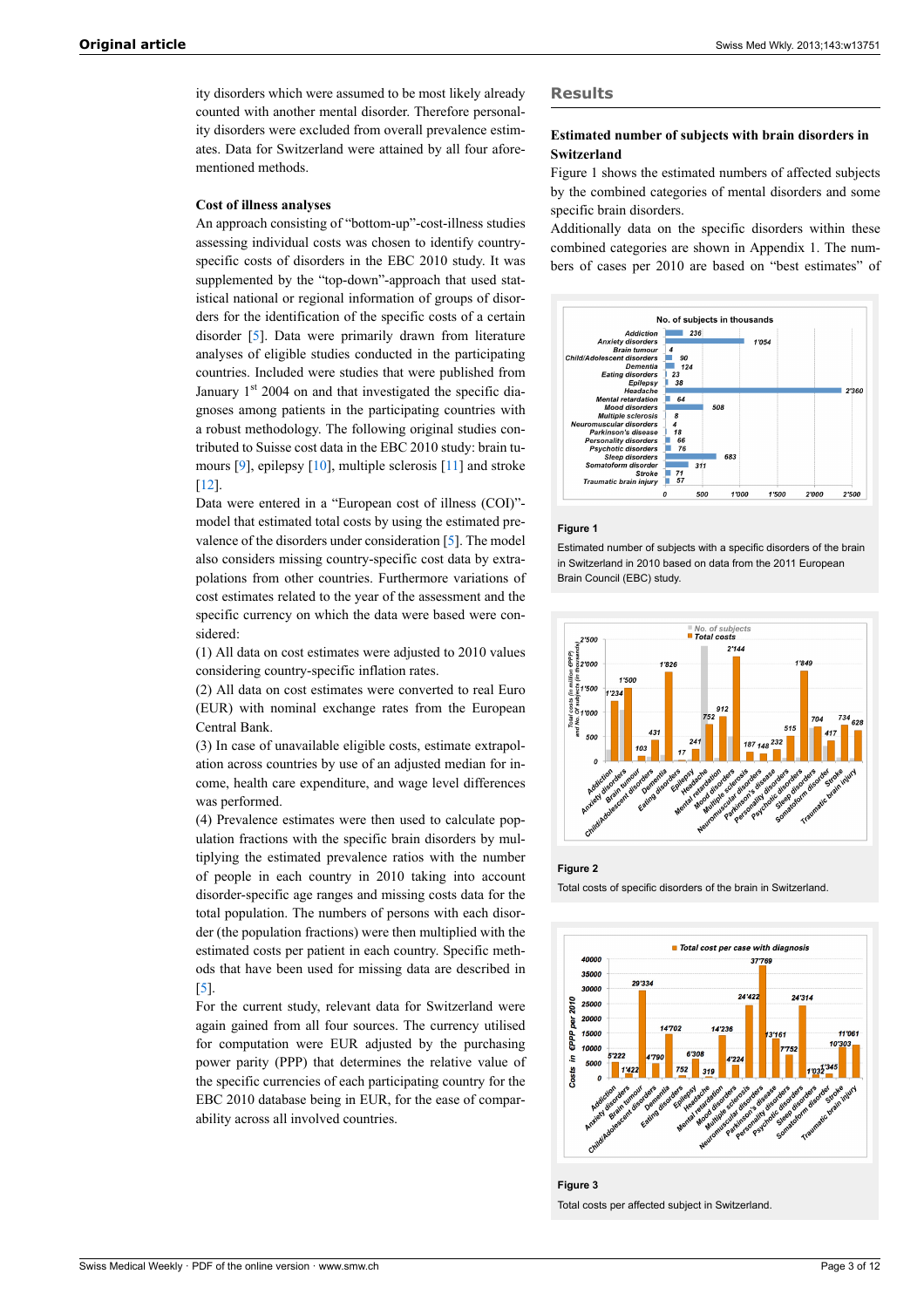ity disorders which were assumed to be most likely already counted with another mental disorder. Therefore personality disorders were excluded from overall prevalence estimates. Data for Switzerland were attained by all four aforementioned methods.

### Cost of illness analyses

An approach consisting of "bottom-up"-cost-illness studies assessing individual costs was chosen to identify country-specific costs of disorders in the EBC 2010 study. It was supplemented by the "top-down"-approach that used statistical national or regional information of groups of disorders for the identification of the specific costs of a certain disorder [5]. Data were primarily drawn from literature analyses of eligible studies conducted in the participating countries. Included were studies that were published from January 1st 2004 on and that investigated the specific diagnoses among patients in the participating countries with a robust methodology. The following original studies contributed to Suisse cost data in the EBC 2010 study: brain tumours [9], epilepsy [10], multiple sclerosis [11] and stroke [12].

Data were entered in a "European cost of illness (COI)"-model that estimated total costs by using the estimated prevalence of the disorders under consideration [5]. The model also considers missing country-specific cost data by extrapolations from other countries. Furthermore variations of cost estimates related to the year of the assessment and the specific currency on which the data were based were considered:

(1) All data on cost estimates were adjusted to 2010 values considering country-specific inflation rates.

(2) All data on cost estimates were converted to real Euro (EUR) with nominal exchange rates from the European Central Bank.

(3) In case of unavailable eligible costs, estimate extrapolation across countries by use of an adjusted median for income, health care expenditure, and wage level differences was performed.

(4) Prevalence estimates were then used to calculate population fractions with the specific brain disorders by multiplying the estimated prevalence ratios with the number of people in each country in 2010 taking into account disorder-specific age ranges and missing costs data for the total population. The numbers of persons with each disorder (the population fractions) were then multiplied with the estimated costs per patient in each country. Specific methods that have been used for missing data are described in [5].

For the current study, relevant data for Switzerland were again gained from all four sources. The currency utilised for computation were EUR adjusted by the purchasing power parity (PPP) that determines the relative value of the specific currencies of each participating country for the EBC 2010 database being in EUR, for the ease of comparability across all involved countries.

## Results

### Estimated number of subjects with brain disorders in Switzerland

Figure 1 shows the estimated numbers of affected subjects by the combined categories of mental disorders and some specific brain disorders.

Additionally data on the specific disorders within these combined categories are shown in Appendix 1. The numbers of cases per 2010 are based on "best estimates" of

**Figure 1**

Estimated number of subjects with a specific disorders of the brain in Switzerland in 2010 based on data from the 2011 European Brain Council (EBC) study.

**Figure 2**

Total costs of specific disorders of the brain in Switzerland.

**Figure 3**

Total costs per affected subject in Switzerland.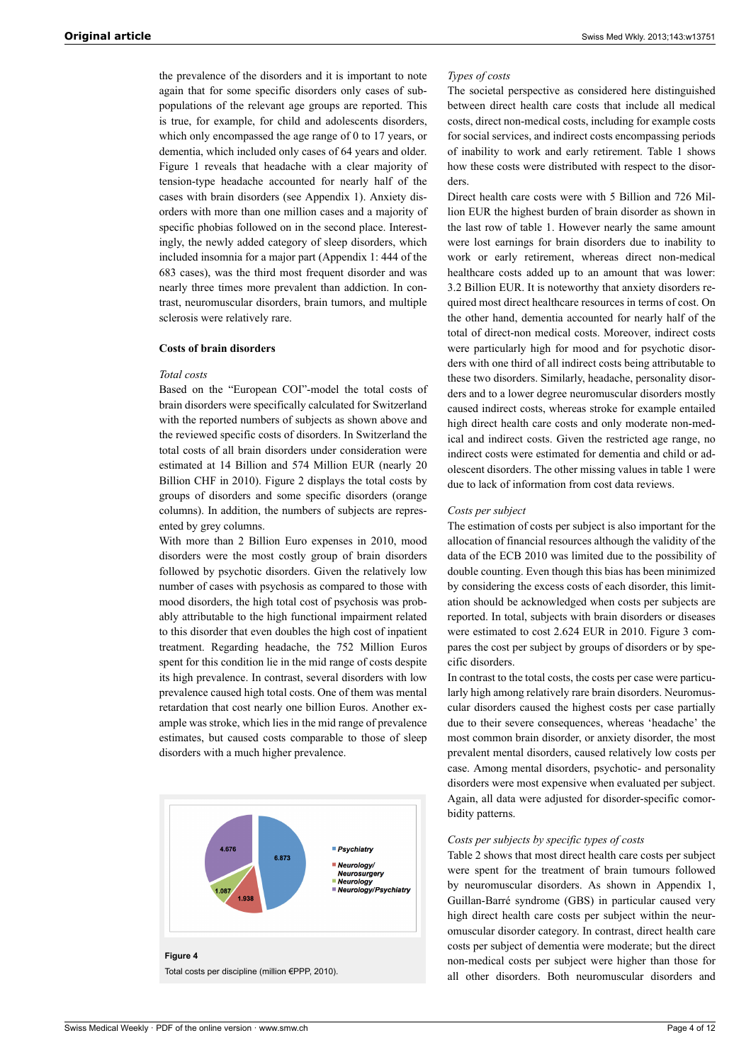the prevalence of the disorders and it is important to note again that for some specific disorders only cases of subpopulations of the relevant age groups are reported. This is true, for example, for child and adolescents disorders, which only encompassed the age range of 0 to 17 years, or dementia, which included only cases of 64 years and older. Figure 1 reveals that headache with a clear majority of tension-type headache accounted for nearly half of the cases with brain disorders (see Appendix 1). Anxiety disorders with more than one million cases and a majority of specific phobias followed on in the second place. Interestingly, the newly added category of sleep disorders, which included insomnia for a major part (Appendix 1: 444 of the 683 cases), was the third most frequent disorder and was nearly three times more prevalent than addiction. In contrast, neuromuscular disorders, brain tumors, and multiple sclerosis were relatively rare.

### Costs of brain disorders

*Total costs*

Based on the "European COI"-model the total costs of brain disorders were specifically calculated for Switzerland with the reported numbers of subjects as shown above and the reviewed specific costs of disorders. In Switzerland the total costs of all brain disorders under consideration were estimated at 14 Billion and 574 Million EUR (nearly 20 Billion CHF in 2010). Figure 2 displays the total costs by groups of disorders and some specific disorders (orange columns). In addition, the numbers of subjects are represented by grey columns.

With more than 2 Billion Euro expenses in 2010, mood disorders were the most costly group of brain disorders followed by psychotic disorders. Given the relatively low number of cases with psychosis as compared to those with mood disorders, the high total cost of psychosis was probably attributable to the high functional impairment related to this disorder that even doubles the high cost of inpatient treatment. Regarding headache, the 752 Million Euros spent for this condition lie in the mid range of costs despite its high prevalence. In contrast, several disorders with low prevalence caused high total costs. One of them was mental retardation that cost nearly one billion Euros. Another example was stroke, which lies in the mid range of prevalence estimates, but caused costs comparable to those of sleep disorders with a much higher prevalence.

**Figure 4**

Total costs per discipline (million €PPP, 2010).

*Types of costs*

The societal perspective as considered here distinguished between direct health care costs that include all medical costs, direct non-medical costs, including for example costs for social services, and indirect costs encompassing periods of inability to work and early retirement. Table 1 shows how these costs were distributed with respect to the disorders.

Direct health care costs were with 5 Billion and 726 Million EUR the highest burden of brain disorder as shown in the last row of table 1. However nearly the same amount were lost earnings for brain disorders due to inability to work or early retirement, whereas direct non-medical healthcare costs added up to an amount that was lower: 3.2 Billion EUR. It is noteworthy that anxiety disorders required most direct healthcare resources in terms of cost. On the other hand, dementia accounted for nearly half of the total of direct-non medical costs. Moreover, indirect costs were particularly high for mood and for psychotic disorders with one third of all indirect costs being attributable to these two disorders. Similarly, headache, personality disorders and to a lower degree neuromuscular disorders mostly caused indirect costs, whereas stroke for example entailed high direct health care costs and only moderate non-medical and indirect costs. Given the restricted age range, no indirect costs were estimated for dementia and child or adolescent disorders. The other missing values in table 1 were due to lack of information from cost data reviews.

*Costs per subject*

The estimation of costs per subject is also important for the allocation of financial resources although the validity of the data of the ECB 2010 was limited due to the possibility of double counting. Even though this bias has been minimized by considering the excess costs of each disorder, this limitation should be acknowledged when costs per subjects are reported. In total, subjects with brain disorders or diseases were estimated to cost 2.624 EUR in 2010. Figure 3 compares the cost per subject by groups of disorders or by specific disorders.

In contrast to the total costs, the costs per case were particularly high among relatively rare brain disorders. Neuromuscular disorders caused the highest costs per case partially due to their severe consequences, whereas 'headache' the most common brain disorder, or anxiety disorder, the most prevalent mental disorders, caused relatively low costs per case. Among mental disorders, psychotic- and personality disorders were most expensive when evaluated per subject. Again, all data were adjusted for disorder-specific comorbidity patterns.

*Costs per subjects by specific types of costs*

Table 2 shows that most direct health care costs per subject were spent for the treatment of brain tumours followed by neuromuscular disorders. As shown in Appendix 1, Guillan-Barré syndrome (GBS) in particular caused very high direct health care costs per subject within the neuromuscular disorder category. In contrast, direct health care costs per subject of dementia were moderate; but the direct non-medical costs per subject were higher than those for all other disorders. Both neuromuscular disorders and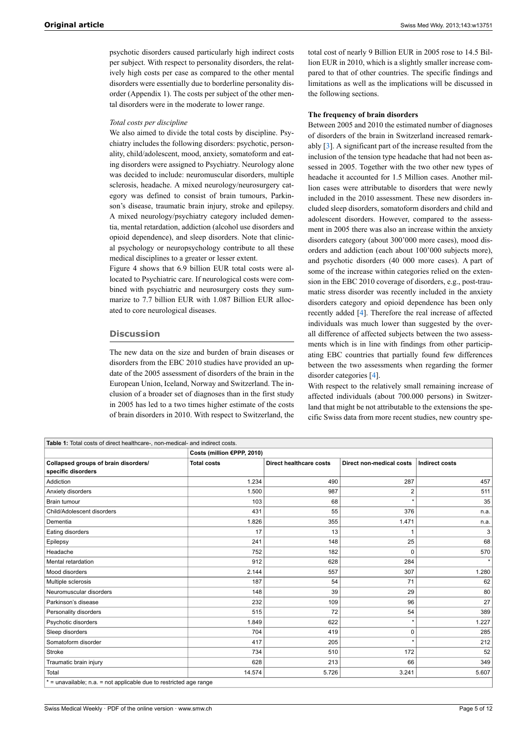psychotic disorders caused particularly high indirect costs per subject. With respect to personality disorders, the relatively high costs per case as compared to the other mental disorders were essentially due to borderline personality disorder (Appendix 1). The costs per subject of the other mental disorders were in the moderate to lower range.

*Total costs per discipline*

We also aimed to divide the total costs by discipline. Psychiatry includes the following disorders: psychotic, personality, child/adolescent, mood, anxiety, somatoform and eating disorders were assigned to Psychiatry. Neurology alone was decided to include: neuromuscular disorders, multiple sclerosis, headache. A mixed neurology/neurosurgery category was defined to consist of brain tumours, Parkinson's disease, traumatic brain injury, stroke and epilepsy. A mixed neurology/psychiatry category included dementia, mental retardation, addiction (alcohol use disorders and opioid dependence), and sleep disorders. Note that clinical psychology or neuropsychology contribute to all these medical disciplines to a greater or lesser extent.

Figure 4 shows that 6.9 billion EUR total costs were allocated to Psychiatric care. If neurological costs were combined with psychiatric and neurosurgery costs they summarize to 7.7 billion EUR with 1.087 Billion EUR allocated to core neurological diseases.

## Discussion

The new data on the size and burden of brain diseases or disorders from the EBC 2010 studies have provided an update of the 2005 assessment of disorders of the brain in the European Union, Iceland, Norway and Switzerland. The inclusion of a broader set of diagnoses than in the first study in 2005 has led to a two times higher estimate of the costs of brain disorders in 2010. With respect to Switzerland, the total cost of nearly 9 Billion EUR in 2005 rose to 14.5 Billion EUR in 2010, which is a slightly smaller increase compared to that of other countries. The specific findings and limitations as well as the implications will be discussed in the following sections.

**The frequency of brain disorders**

Between 2005 and 2010 the estimated number of diagnoses of disorders of the brain in Switzerland increased remarkably [3]. A significant part of the increase resulted from the inclusion of the tension type headache that had not been assessed in 2005. Together with the two other new types of headache it accounted for 1.5 Million cases. Another million cases were attributable to disorders that were newly included in the 2010 assessment. These new disorders included sleep disorders, somatoform disorders and child and adolescent disorders. However, compared to the assessment in 2005 there was also an increase within the anxiety disorders category (about 300'000 more cases), mood disorders and addiction (each about 100'000 subjects more), and psychotic disorders (40 000 more cases). A part of some of the increase within categories relied on the extension in the EBC 2010 coverage of disorders, e.g., post-traumatic stress disorder was recently included in the anxiety disorders category and opioid dependence has been only recently added [4]. Therefore the real increase of affected individuals was much lower than suggested by the overall difference of affected subjects between the two assessments which is in line with findings from other participating EBC countries that partially found few differences between the two assessments when regarding the former disorder categories [4].

With respect to the relatively small remaining increase of affected individuals (about 700.000 persons) in Switzerland that might be not attributable to the extensions the specific Swiss data from more recent studies, new country spe-

**Table 1:** Total costs of direct healthcare-, non-medical- and indirect costs.

| | Costs (million €PPP, 2010) | | | |
|---|---|---|---|---|
| **Collapsed groups of brain disorders/ specific disorders** | **Total costs** | **Direct healthcare costs** | **Direct non-medical costs** | **Indirect costs** |
| Addiction | 1.234 | 490 | 287 | 457 |
| Anxiety disorders | 1.500 | 987 | 2 | 511 |
| Brain tumour | 103 | 68 | * | 35 |
| Child/Adolescent disorders | 431 | 55 | 376 | n.a. |
| Dementia | 1.826 | 355 | 1.471 | n.a. |
| Eating disorders | 17 | 13 | 1 | 3 |
| Epilepsy | 241 | 148 | 25 | 68 |
| Headache | 752 | 182 | 0 | 570 |
| Mental retardation | 912 | 628 | 284 | * |
| Mood disorders | 2.144 | 557 | 307 | 1.280 |
| Multiple sclerosis | 187 | 54 | 71 | 62 |
| Neuromuscular disorders | 148 | 39 | 29 | 80 |
| Parkinson's disease | 232 | 109 | 96 | 27 |
| Personality disorders | 515 | 72 | 54 | 389 |
| Psychotic disorders | 1.849 | 622 | * | 1.227 |
| Sleep disorders | 704 | 419 | 0 | 285 |
| Somatoform disorder | 417 | 205 | * | 212 |
| Stroke | 734 | 510 | 172 | 52 |
| Traumatic brain injury | 628 | 213 | 66 | 349 |
| Total | 14.574 | 5.726 | 3.241 | 5.607 |

* = unavailable; n.a. = not applicable due to restricted age range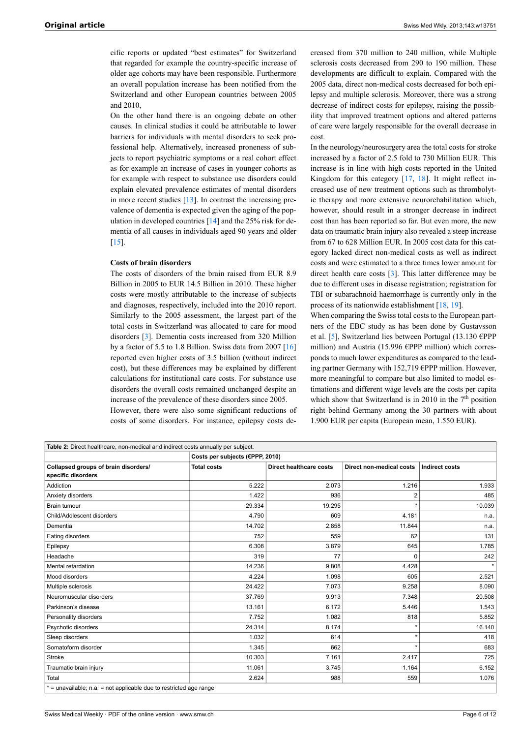cific reports or updated "best estimates" for Switzerland that regarded for example the country-specific increase of older age cohorts may have been responsible. Furthermore an overall population increase has been notified from the Switzerland and other European countries between 2005 and 2010,

On the other hand there is an ongoing debate on other causes. In clinical studies it could be attributable to lower barriers for individuals with mental disorders to seek professional help. Alternatively, increased proneness of subjects to report psychiatric symptoms or a real cohort effect as for example an increase of cases in younger cohorts as for example with respect to substance use disorders could explain elevated prevalence estimates of mental disorders in more recent studies [13]. In contrast the increasing prevalence of dementia is expected given the aging of the population in developed countries [14] and the 25% risk for dementia of all causes in individuals aged 90 years and older [15].

#### Costs of brain disorders

The costs of disorders of the brain raised from EUR 8.9 Billion in 2005 to EUR 14.5 Billion in 2010. These higher costs were mostly attributable to the increase of subjects and diagnoses, respectively, included into the 2010 report. Similarly to the 2005 assessment, the largest part of the total costs in Switzerland was allocated to care for mood disorders [3]. Dementia costs increased from 320 Million by a factor of 5.5 to 1.8 Billion. Swiss data from 2007 [16] reported even higher costs of 3.5 billion (without indirect cost), but these differences may be explained by different calculations for institutional care costs. For substance use disorders the overall costs remained unchanged despite an increase of the prevalence of these disorders since 2005.

However, there were also some significant reductions of costs of some disorders. For instance, epilepsy costs decreased from 370 million to 240 million, while Multiple sclerosis costs decreased from 290 to 190 million. These developments are difficult to explain. Compared with the 2005 data, direct non-medical costs decreased for both epilepsy and multiple sclerosis. Moreover, there was a strong decrease of indirect costs for epilepsy, raising the possibility that improved treatment options and altered patterns of care were largely responsible for the overall decrease in cost.

In the neurology/neurosurgery area the total costs for stroke increased by a factor of 2.5 fold to 730 Million EUR. This increase is in line with high costs reported in the United Kingdom for this category [17, 18]. It might reflect increased use of new treatment options such as thrombolytic therapy and more extensive neurorehabilitation which, however, should result in a stronger decrease in indirect cost than has been reported so far. But even more, the new data on traumatic brain injury also revealed a steep increase from 67 to 628 Million EUR. In 2005 cost data for this category lacked direct non-medical costs as well as indirect costs and were estimated to a three times lower amount for direct health care costs [3]. This latter difference may be due to different uses in disease registration; registration for TBI or subarachnoid haemorrhage is currently only in the process of its nationwide establishment [18, 19].

When comparing the Swiss total costs to the European partners of the EBC study as has been done by Gustavsson et al. [5], Switzerland lies between Portugal (13.130 €PPP million) and Austria (15.996 €PPP million) which corresponds to much lower expenditures as compared to the leading partner Germany with 152,719 €PPP million. However, more meaningful to compare but also limited to model estimations and different wage levels are the costs per capita which show that Switzerland is in 2010 in the 7th position right behind Germany among the 30 partners with about 1.900 EUR per capita (European mean, 1.550 EUR).

**Table 2:** Direct healthcare, non-medical and indirect costs annually per subject.

| | Costs per subjects (€PPP, 2010) | | | |
|---|---|---|---|---|
| **Collapsed groups of brain disorders/ specific disorders** | **Total costs** | **Direct healthcare costs** | **Direct non-medical costs** | **Indirect costs** |
| Addiction | 5.222 | 2.073 | 1.216 | 1.933 |
| Anxiety disorders | 1.422 | 936 | 2 | 485 |
| Brain tumour | 29.334 | 19.295 | * | 10.039 |
| Child/Adolescent disorders | 4.790 | 609 | 4.181 | n.a. |
| Dementia | 14.702 | 2.858 | 11.844 | n.a. |
| Eating disorders | 752 | 559 | 62 | 131 |
| Epilepsy | 6.308 | 3.879 | 645 | 1.785 |
| Headache | 319 | 77 | 0 | 242 |
| Mental retardation | 14.236 | 9.808 | 4.428 | * |
| Mood disorders | 4.224 | 1.098 | 605 | 2.521 |
| Multiple sclerosis | 24.422 | 7.073 | 9.258 | 8.090 |
| Neuromuscular disorders | 37.769 | 9.913 | 7.348 | 20.508 |
| Parkinson's disease | 13.161 | 6.172 | 5.446 | 1.543 |
| Personality disorders | 7.752 | 1.082 | 818 | 5.852 |
| Psychotic disorders | 24.314 | 8.174 | * | 16.140 |
| Sleep disorders | 1.032 | 614 | * | 418 |
| Somatoform disorder | 1.345 | 662 | * | 683 |
| Stroke | 10.303 | 7.161 | 2.417 | 725 |
| Traumatic brain injury | 11.061 | 3.745 | 1.164 | 6.152 |
| Total | 2.624 | 988 | 559 | 1.076 |

* = unavailable; n.a. = not applicable due to restricted age range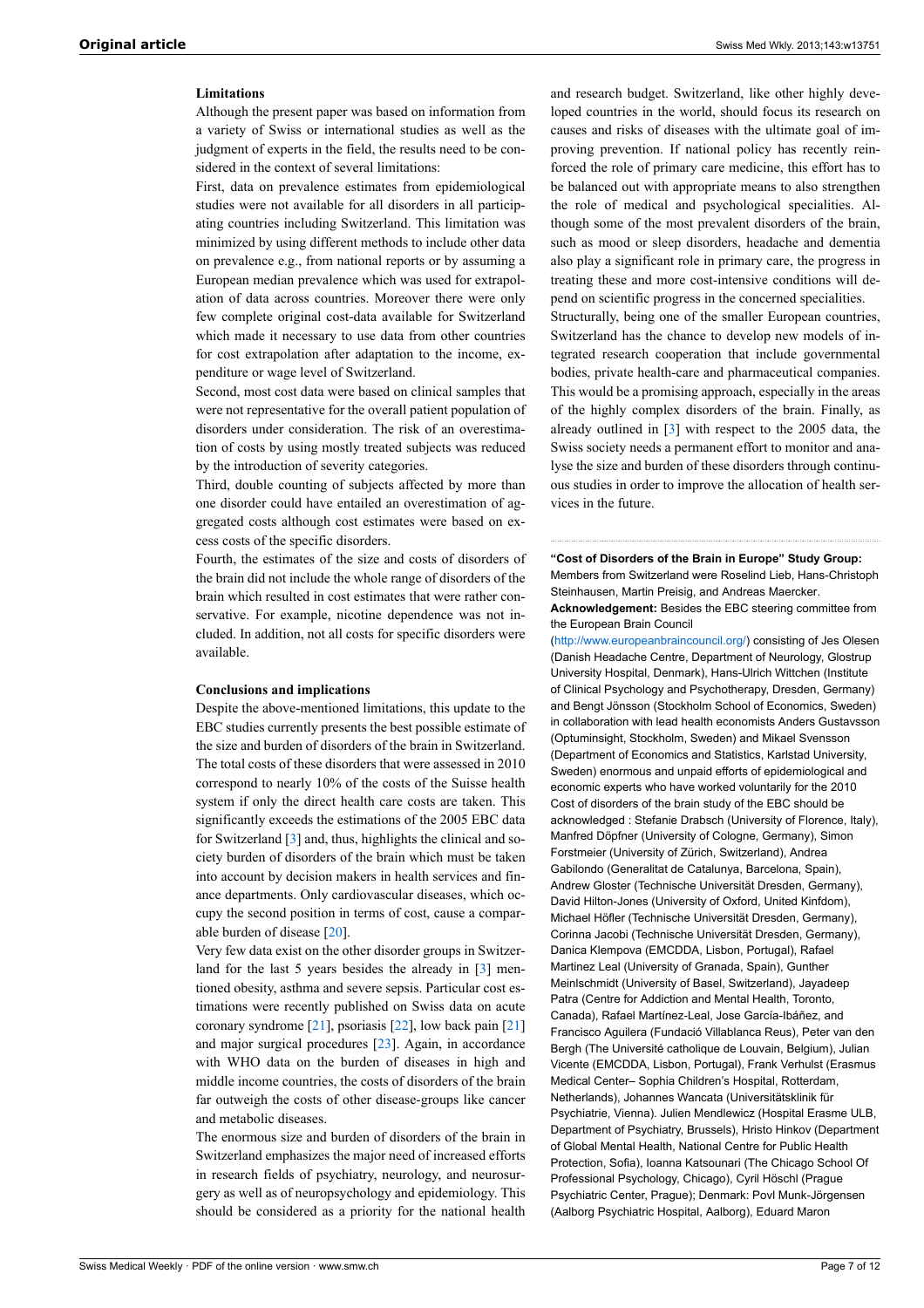### Limitations

Although the present paper was based on information from a variety of Swiss or international studies as well as the judgment of experts in the field, the results need to be considered in the context of several limitations:

First, data on prevalence estimates from epidemiological studies were not available for all disorders in all participating countries including Switzerland. This limitation was minimized by using different methods to include other data on prevalence e.g., from national reports or by assuming a European median prevalence which was used for extrapolation of data across countries. Moreover there were only few complete original cost-data available for Switzerland which made it necessary to use data from other countries for cost extrapolation after adaptation to the income, expenditure or wage level of Switzerland.

Second, most cost data were based on clinical samples that were not representative for the overall patient population of disorders under consideration. The risk of an overestimation of costs by using mostly treated subjects was reduced by the introduction of severity categories.

Third, double counting of subjects affected by more than one disorder could have entailed an overestimation of aggregated costs although cost estimates were based on excess costs of the specific disorders.

Fourth, the estimates of the size and costs of disorders of the brain did not include the whole range of disorders of the brain which resulted in cost estimates that were rather conservative. For example, nicotine dependence was not included. In addition, not all costs for specific disorders were available.

### Conclusions and implications

Despite the above-mentioned limitations, this update to the EBC studies currently presents the best possible estimate of the size and burden of disorders of the brain in Switzerland. The total costs of these disorders that were assessed in 2010 correspond to nearly 10% of the costs of the Suisse health system if only the direct health care costs are taken. This significantly exceeds the estimations of the 2005 EBC data for Switzerland [3] and, thus, highlights the clinical and society burden of disorders of the brain which must be taken into account by decision makers in health services and finance departments. Only cardiovascular diseases, which occupy the second position in terms of cost, cause a comparable burden of disease [20].

Very few data exist on the other disorder groups in Switzerland for the last 5 years besides the already in [3] mentioned obesity, asthma and severe sepsis. Particular cost estimations were recently published on Swiss data on acute coronary syndrome [21], psoriasis [22], low back pain [21] and major surgical procedures [23]. Again, in accordance with WHO data on the burden of diseases in high and middle income countries, the costs of disorders of the brain far outweigh the costs of other disease-groups like cancer and metabolic diseases.

The enormous size and burden of disorders of the brain in Switzerland emphasizes the major need of increased efforts in research fields of psychiatry, neurology, and neurosurgery as well as of neuropsychology and epidemiology. This should be considered as a priority for the national health and research budget. Switzerland, like other highly developed countries in the world, should focus its research on causes and risks of diseases with the ultimate goal of improving prevention. If national policy has recently reinforced the role of primary care medicine, this effort has to be balanced out with appropriate means to also strengthen the role of medical and psychological specialities. Although some of the most prevalent disorders of the brain, such as mood or sleep disorders, headache and dementia also play a significant role in primary care, the progress in treating these and more cost-intensive conditions will depend on scientific progress in the concerned specialities.

Structurally, being one of the smaller European countries, Switzerland has the chance to develop new models of integrated research cooperation that include governmental bodies, private health-care and pharmaceutical companies. This would be a promising approach, especially in the areas of the highly complex disorders of the brain. Finally, as already outlined in [3] with respect to the 2005 data, the Swiss society needs a permanent effort to monitor and analyse the size and burden of these disorders through continuous studies in order to improve the allocation of health services in the future.

**"Cost of Disorders of the Brain in Europe" Study Group:** Members from Switzerland were Roselind Lieb, Hans-Christoph Steinhausen, Martin Preisig, and Andreas Maercker.

**Acknowledgement:** Besides the EBC steering committee from the European Brain Council (http://www.europeanbraincouncil.org/) consisting of Jes Olesen (Danish Headache Centre, Department of Neurology, Glostrup University Hospital, Denmark), Hans-Ulrich Wittchen (Institute of Clinical Psychology and Psychotherapy, Dresden, Germany) and Bengt Jönsson (Stockholm School of Economics, Sweden) in collaboration with lead health economists Anders Gustavsson (Optuminsight, Stockholm, Sweden) and Mikael Svensson (Department of Economics and Statistics, Karlstad University, Sweden) enormous and unpaid efforts of epidemiological and economic experts who have worked voluntarily for the 2010 Cost of disorders of the brain study of the EBC should be acknowledged : Stefanie Drabsch (University of Florence, Italy), Manfred Döpfner (University of Cologne, Germany), Simon Forstmeier (University of Zürich, Switzerland), Andrea Gabilondo (Generalitat de Catalunya, Barcelona, Spain), Andrew Gloster (Technische Universität Dresden, Germany), David Hilton-Jones (University of Oxford, United Kinfdom), Michael Höfler (Technische Universität Dresden, Germany), Corinna Jacobi (Technische Universität Dresden, Germany), Danica Klempova (EMCDDA, Lisbon, Portugal), Rafael Martinez Leal (University of Granada, Spain), Gunther Meinlschmidt (University of Basel, Switzerland), Jayadeep Patra (Centre for Addiction and Mental Health, Toronto, Canada), Rafael Martínez-Leal, Jose García-Ibáñez, and Francisco Aguilera (Fundació Villablanca Reus), Peter van den Bergh (The Université catholique de Louvain, Belgium), Julian Vicente (EMCDDA, Lisbon, Portugal), Frank Verhulst (Erasmus Medical Center– Sophia Children's Hospital, Rotterdam, Netherlands), Johannes Wancata (Universitätsklinik für Psychiatrie, Vienna). Julien Mendlewicz (Hospital Erasme ULB, Department of Psychiatry, Brussels), Hristo Hinkov (Department of Global Mental Health, National Centre for Public Health Protection, Sofia), Ioanna Katsounari (The Chicago School Of Professional Psychology, Chicago), Cyril Höschl (Prague Psychiatric Center, Prague); Denmark: Povl Munk-Jörgensen (Aalborg Psychiatric Hospital, Aalborg), Eduard Maron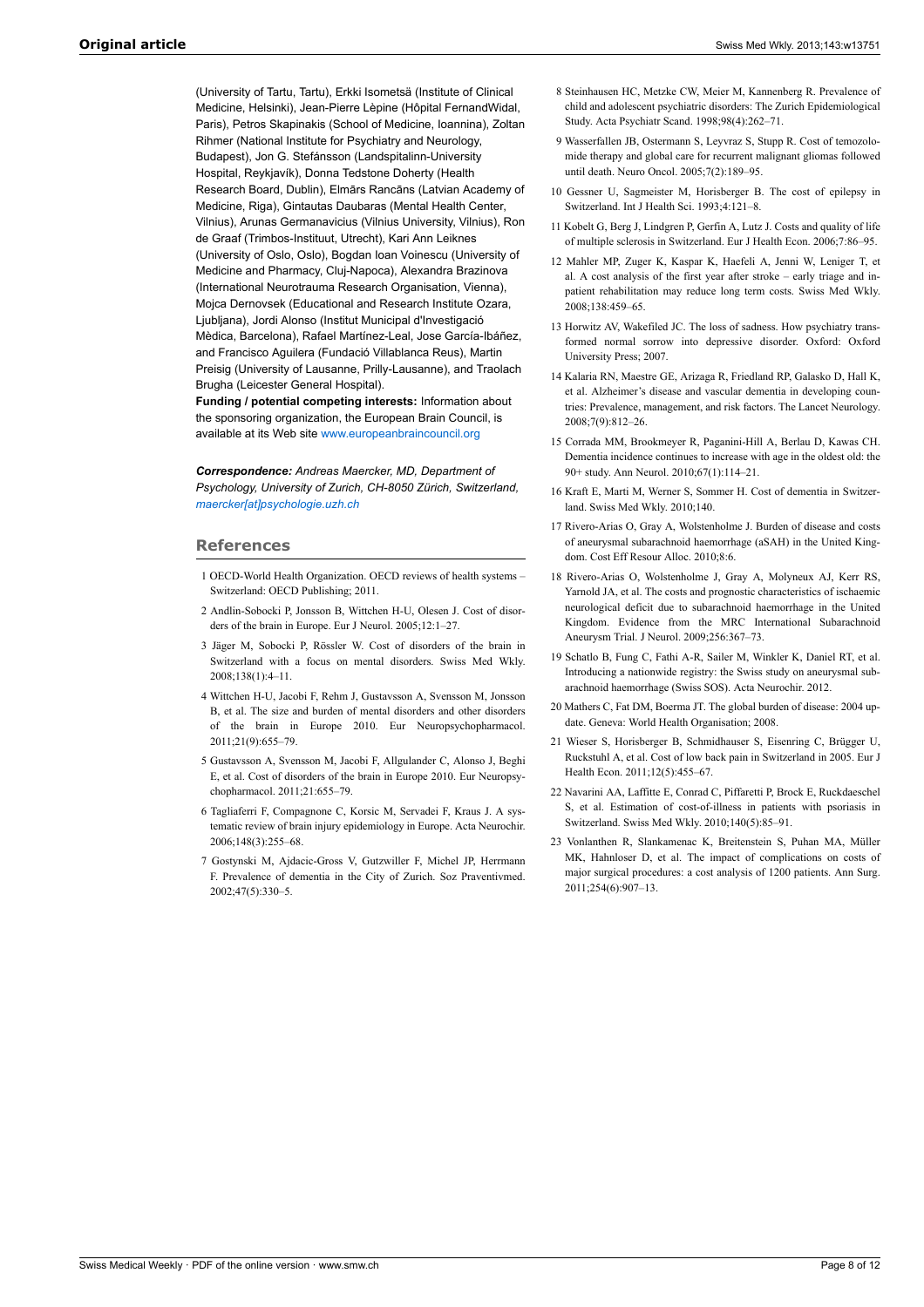(University of Tartu, Tartu), Erkki Isometsä (Institute of Clinical Medicine, Helsinki), Jean-Pierre Lèpine (Hôpital FernandWidal, Paris), Petros Skapinakis (School of Medicine, Ioannina), Zoltan Rihmer (National Institute for Psychiatry and Neurology, Budapest), Jon G. Stefánsson (Landspitalinn-University Hospital, Reykjavík), Donna Tedstone Doherty (Health Research Board, Dublin), Elmārs Rancāns (Latvian Academy of Medicine, Riga), Gintautas Daubaras (Mental Health Center, Vilnius), Arunas Germanavicius (Vilnius University, Vilnius), Ron de Graaf (Trimbos-Instituut, Utrecht), Kari Ann Leiknes (University of Oslo, Oslo), Bogdan Ioan Voinescu (University of Medicine and Pharmacy, Cluj-Napoca), Alexandra Brazinova (International Neurotrauma Research Organisation, Vienna), Mojca Dernovsek (Educational and Research Institute Ozara, Ljubljana), Jordi Alonso (Institut Municipal d'Investigació Mèdica, Barcelona), Rafael Martínez-Leal, Jose García-Ibáñez, and Francisco Aguilera (Fundació Villablanca Reus), Martin Preisig (University of Lausanne, Prilly-Lausanne), and Traolach Brugha (Leicester General Hospital).

**Funding / potential competing interests:** Information about the sponsoring organization, the European Brain Council, is available at its Web site www.europeanbraincouncil.org

***Correspondence:*** *Andreas Maercker, MD, Department of Psychology, University of Zurich, CH-8050 Zürich, Switzerland, maercker[at]psychologie.uzh.ch*

## References

1. OECD-World Health Organization. OECD reviews of health systems – Switzerland: OECD Publishing; 2011.
2. Andlin-Sobocki P, Jonsson B, Wittchen H-U, Olesen J. Cost of disorders of the brain in Europe. Eur J Neurol. 2005;12:1–27.
3. Jäger M, Sobocki P, Rössler W. Cost of disorders of the brain in Switzerland with a focus on mental disorders. Swiss Med Wkly. 2008;138(1):4–11.
4. Wittchen H-U, Jacobi F, Rehm J, Gustavsson A, Svensson M, Jonsson B, et al. The size and burden of mental disorders and other disorders of the brain in Europe 2010. Eur Neuropsychopharmacol. 2011;21(9):655–79.
5. Gustavsson A, Svensson M, Jacobi F, Allgulander C, Alonso J, Beghi E, et al. Cost of disorders of the brain in Europe 2010. Eur Neuropsychopharmacol. 2011;21:655–79.
6. Tagliaferri F, Compagnone C, Korsic M, Servadei F, Kraus J. A systematic review of brain injury epidemiology in Europe. Acta Neurochir. 2006;148(3):255–68.
7. Gostynski M, Ajdacic-Gross V, Gutzwiller F, Michel JP, Herrmann F. Prevalence of dementia in the City of Zurich. Soz Praventivmed. 2002;47(5):330–5.
8. Steinhausen HC, Metzke CW, Meier M, Kannenberg R. Prevalence of child and adolescent psychiatric disorders: The Zurich Epidemiological Study. Acta Psychiatr Scand. 1998;98(4):262–71.
9. Wasserfallen JB, Ostermann S, Leyvraz S, Stupp R. Cost of temozolomide therapy and global care for recurrent malignant gliomas followed until death. Neuro Oncol. 2005;7(2):189–95.
10. Gessner U, Sagmeister M, Horisberger B. The cost of epilepsy in Switzerland. Int J Health Sci. 1993;4:121–8.
11. Kobelt G, Berg J, Lindgren P, Gerfin A, Lutz J. Costs and quality of life of multiple sclerosis in Switzerland. Eur J Health Econ. 2006;7:86–95.
12. Mahler MP, Zuger K, Kaspar K, Haefeli A, Jenni W, Leniger T, et al. A cost analysis of the first year after stroke – early triage and inpatient rehabilitation may reduce long term costs. Swiss Med Wkly. 2008;138:459–65.
13. Horwitz AV, Wakefiled JC. The loss of sadness. How psychiatry transformed normal sorrow into depressive disorder. Oxford: Oxford University Press; 2007.
14. Kalaria RN, Maestre GE, Arizaga R, Friedland RP, Galasko D, Hall K, et al. Alzheimer's disease and vascular dementia in developing countries: Prevalence, management, and risk factors. The Lancet Neurology. 2008;7(9):812–26.
15. Corrada MM, Brookmeyer R, Paganini-Hill A, Berlau D, Kawas CH. Dementia incidence continues to increase with age in the oldest old: the 90+ study. Ann Neurol. 2010;67(1):114–21.
16. Kraft E, Marti M, Werner S, Sommer H. Cost of dementia in Switzerland. Swiss Med Wkly. 2010;140.
17. Rivero-Arias O, Gray A, Wolstenholme J. Burden of disease and costs of aneurysmal subarachnoid haemorrhage (aSAH) in the United Kingdom. Cost Eff Resour Alloc. 2010;8:6.
18. Rivero-Arias O, Wolstenholme J, Gray A, Molyneux AJ, Kerr RS, Yarnold JA, et al. The costs and prognostic characteristics of ischaemic neurological deficit due to subarachnoid haemorrhage in the United Kingdom. Evidence from the MRC International Subarachnoid Aneurysm Trial. J Neurol. 2009;256:367–73.
19. Schatlo B, Fung C, Fathi A-R, Sailer M, Winkler K, Daniel RT, et al. Introducing a nationwide registry: the Swiss study on aneurysmal subarachnoid haemorrhage (Swiss SOS). Acta Neurochir. 2012.
20. Mathers C, Fat DM, Boerma JT. The global burden of disease: 2004 update. Geneva: World Health Organisation; 2008.
21. Wieser S, Horisberger B, Schmidhauser S, Eisenring C, Brügger U, Ruckstuhl A, et al. Cost of low back pain in Switzerland in 2005. Eur J Health Econ. 2011;12(5):455–67.
22. Navarini AA, Laffitte E, Conrad C, Piffaretti P, Brock E, Ruckdaeschel S, et al. Estimation of cost-of-illness in patients with psoriasis in Switzerland. Swiss Med Wkly. 2010;140(5):85–91.
23. Vonlanthen R, Slankamenac K, Breitenstein S, Puhan MA, Müller MK, Hahnloser D, et al. The impact of complications on costs of major surgical procedures: a cost analysis of 1200 patients. Ann Surg. 2011;254(6):907–13.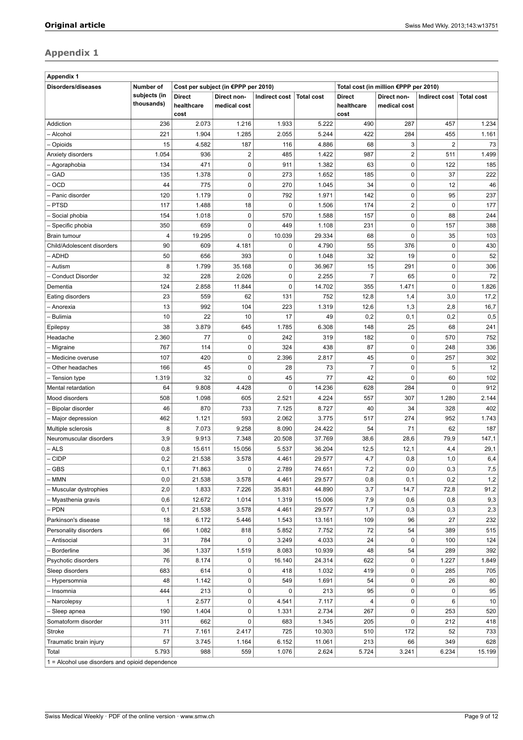## Appendix 1

| Appendix 1 | | | | | | | | | |
|---|---|---|---|---|---|---|---|---|---|
| Disorders/diseases | Number of subjects (in thousands) | Cost per subject (in €PPP per 2010) | | | | Total cost (in million €PPP per 2010) | | | |
| | | Direct healthcare cost | Direct non-medical cost | Indirect cost | Total cost | Direct healthcare cost | Direct non-medical cost | Indirect cost | Total cost |
| Addiction | 236 | 2.073 | 1.216 | 1.933 | 5.222 | 490 | 287 | 457 | 1.234 |
| – Alcohol | 221 | 1.904 | 1.285 | 2.055 | 5.244 | 422 | 284 | 455 | 1.161 |
| – Opioids | 15 | 4.582 | 187 | 116 | 4.886 | 68 | 3 | 2 | 73 |
| Anxiety disorders | 1.054 | 936 | 2 | 485 | 1.422 | 987 | 2 | 511 | 1.499 |
| – Agoraphobia | 134 | 471 | 0 | 911 | 1.382 | 63 | 0 | 122 | 185 |
| – GAD | 135 | 1.378 | 0 | 273 | 1.652 | 185 | 0 | 37 | 222 |
| – OCD | 44 | 775 | 0 | 270 | 1.045 | 34 | 0 | 12 | 46 |
| – Panic disorder | 120 | 1.179 | 0 | 792 | 1.971 | 142 | 0 | 95 | 237 |
| – PTSD | 117 | 1.488 | 18 | 0 | 1.506 | 174 | 2 | 0 | 177 |
| – Social phobia | 154 | 1.018 | 0 | 570 | 1.588 | 157 | 0 | 88 | 244 |
| – Specific phobia | 350 | 659 | 0 | 449 | 1.108 | 231 | 0 | 157 | 388 |
| Brain tumour | 4 | 19.295 | 0 | 10.039 | 29.334 | 68 | 0 | 35 | 103 |
| Child/Adolescent disorders | 90 | 609 | 4.181 | 0 | 4.790 | 55 | 376 | 0 | 430 |
| – ADHD | 50 | 656 | 393 | 0 | 1.048 | 32 | 19 | 0 | 52 |
| – Autism | 8 | 1.799 | 35.168 | 0 | 36.967 | 15 | 291 | 0 | 306 |
| – Conduct Disorder | 32 | 228 | 2.026 | 0 | 2.255 | 7 | 65 | 0 | 72 |
| Dementia | 124 | 2.858 | 11.844 | 0 | 14.702 | 355 | 1.471 | 0 | 1.826 |
| Eating disorders | 23 | 559 | 62 | 131 | 752 | 12,8 | 1,4 | 3,0 | 17,2 |
| – Anorexia | 13 | 992 | 104 | 223 | 1.319 | 12,6 | 1,3 | 2,8 | 16,7 |
| – Bulimia | 10 | 22 | 10 | 17 | 49 | 0,2 | 0,1 | 0,2 | 0,5 |
| Epilepsy | 38 | 3.879 | 645 | 1.785 | 6.308 | 148 | 25 | 68 | 241 |
| Headache | 2.360 | 77 | 0 | 242 | 319 | 182 | 0 | 570 | 752 |
| – Migraine | 767 | 114 | 0 | 324 | 438 | 87 | 0 | 248 | 336 |
| – Medicine overuse | 107 | 420 | 0 | 2.396 | 2.817 | 45 | 0 | 257 | 302 |
| – Other headaches | 166 | 45 | 0 | 28 | 73 | 7 | 0 | 5 | 12 |
| – Tension type | 1.319 | 32 | 0 | 45 | 77 | 42 | 0 | 60 | 102 |
| Mental retardation | 64 | 9.808 | 4.428 | 0 | 14.236 | 628 | 284 | 0 | 912 |
| Mood disorders | 508 | 1.098 | 605 | 2.521 | 4.224 | 557 | 307 | 1.280 | 2.144 |
| – Bipolar disorder | 46 | 870 | 733 | 7.125 | 8.727 | 40 | 34 | 328 | 402 |
| – Major depression | 462 | 1.121 | 593 | 2.062 | 3.775 | 517 | 274 | 952 | 1.743 |
| Multiple sclerosis | 8 | 7.073 | 9.258 | 8.090 | 24.422 | 54 | 71 | 62 | 187 |
| Neuromuscular disorders | 3,9 | 9.913 | 7.348 | 20.508 | 37.769 | 38,6 | 28,6 | 79,9 | 147,1 |
| – ALS | 0,8 | 15.611 | 15.056 | 5.537 | 36.204 | 12,5 | 12,1 | 4,4 | 29,1 |
| – CIDP | 0,2 | 21.538 | 3.578 | 4.461 | 29.577 | 4,7 | 0,8 | 1,0 | 6,4 |
| – GBS | 0,1 | 71.863 | 0 | 2.789 | 74.651 | 7,2 | 0,0 | 0,3 | 7,5 |
| – MMN | 0,0 | 21.538 | 3.578 | 4.461 | 29.577 | 0,8 | 0,1 | 0,2 | 1,2 |
| – Muscular dystrophies | 2,0 | 1.833 | 7.226 | 35.831 | 44.890 | 3,7 | 14,7 | 72,8 | 91,2 |
| – Myasthenia gravis | 0,6 | 12.672 | 1.014 | 1.319 | 15.006 | 7,9 | 0,6 | 0,8 | 9,3 |
| – PDN | 0,1 | 21.538 | 3.578 | 4.461 | 29.577 | 1,7 | 0,3 | 0,3 | 2,3 |
| Parkinson's disease | 18 | 6.172 | 5.446 | 1.543 | 13.161 | 109 | 96 | 27 | 232 |
| Personality disorders | 66 | 1.082 | 818 | 5.852 | 7.752 | 72 | 54 | 389 | 515 |
| – Antisocial | 31 | 784 | 0 | 3.249 | 4.033 | 24 | 0 | 100 | 124 |
| – Borderline | 36 | 1.337 | 1.519 | 8.083 | 10.939 | 48 | 54 | 289 | 392 |
| Psychotic disorders | 76 | 8.174 | 0 | 16.140 | 24.314 | 622 | 0 | 1.227 | 1.849 |
| Sleep disorders | 683 | 614 | 0 | 418 | 1.032 | 419 | 0 | 285 | 705 |
| – Hypersomnia | 48 | 1.142 | 0 | 549 | 1.691 | 54 | 0 | 26 | 80 |
| – Insomnia | 444 | 213 | 0 | 0 | 213 | 95 | 0 | 0 | 95 |
| – Narcolepsy | 1 | 2.577 | 0 | 4.541 | 7.117 | 4 | 0 | 6 | 10 |
| – Sleep apnea | 190 | 1.404 | 0 | 1.331 | 2.734 | 267 | 0 | 253 | 520 |
| Somatoform disorder | 311 | 662 | 0 | 683 | 1.345 | 205 | 0 | 212 | 418 |
| Stroke | 71 | 7.161 | 2.417 | 725 | 10.303 | 510 | 172 | 52 | 733 |
| Traumatic brain injury | 57 | 3.745 | 1.164 | 6.152 | 11.061 | 213 | 66 | 349 | 628 |
| Total | 5.793 | 988 | 559 | 1.076 | 2.624 | 5.724 | 3.241 | 6.234 | 15.199 |

1 = Alcohol use disorders and opioid dependence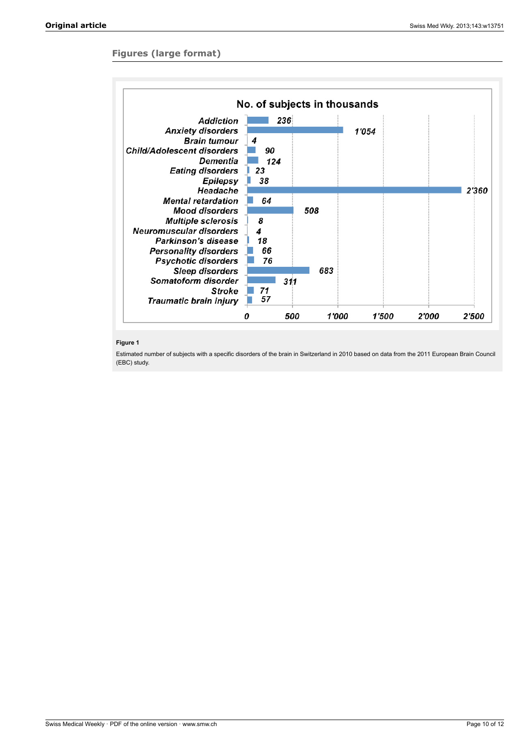## Figures (large format)

| No. of subjects in thousands | |
|---|---|
| Addiction | 236 |
| Anxiety disorders | 1'054 |
| Brain tumour | 4 |
| Child/Adolescent disorders | 90 |
| Dementia | 124 |
| Eating disorders | 23 |
| Epilepsy | 38 |
| Headache | 2'360 |
| Mental retardation | 64 |
| Mood disorders | 508 |
| Multiple sclerosis | 8 |
| Neuromuscular disorders | 4 |
| Parkinson's disease | 18 |
| Personality disorders | 66 |
| Psychotic disorders | 76 |
| Sleep disorders | 683 |
| Somatoform disorder | 311 |
| Stroke | 71 |
| Traumatic brain injury | 57 |

**Figure 1**

Estimated number of subjects with a specific disorders of the brain in Switzerland in 2010 based on data from the 2011 European Brain Council (EBC) study.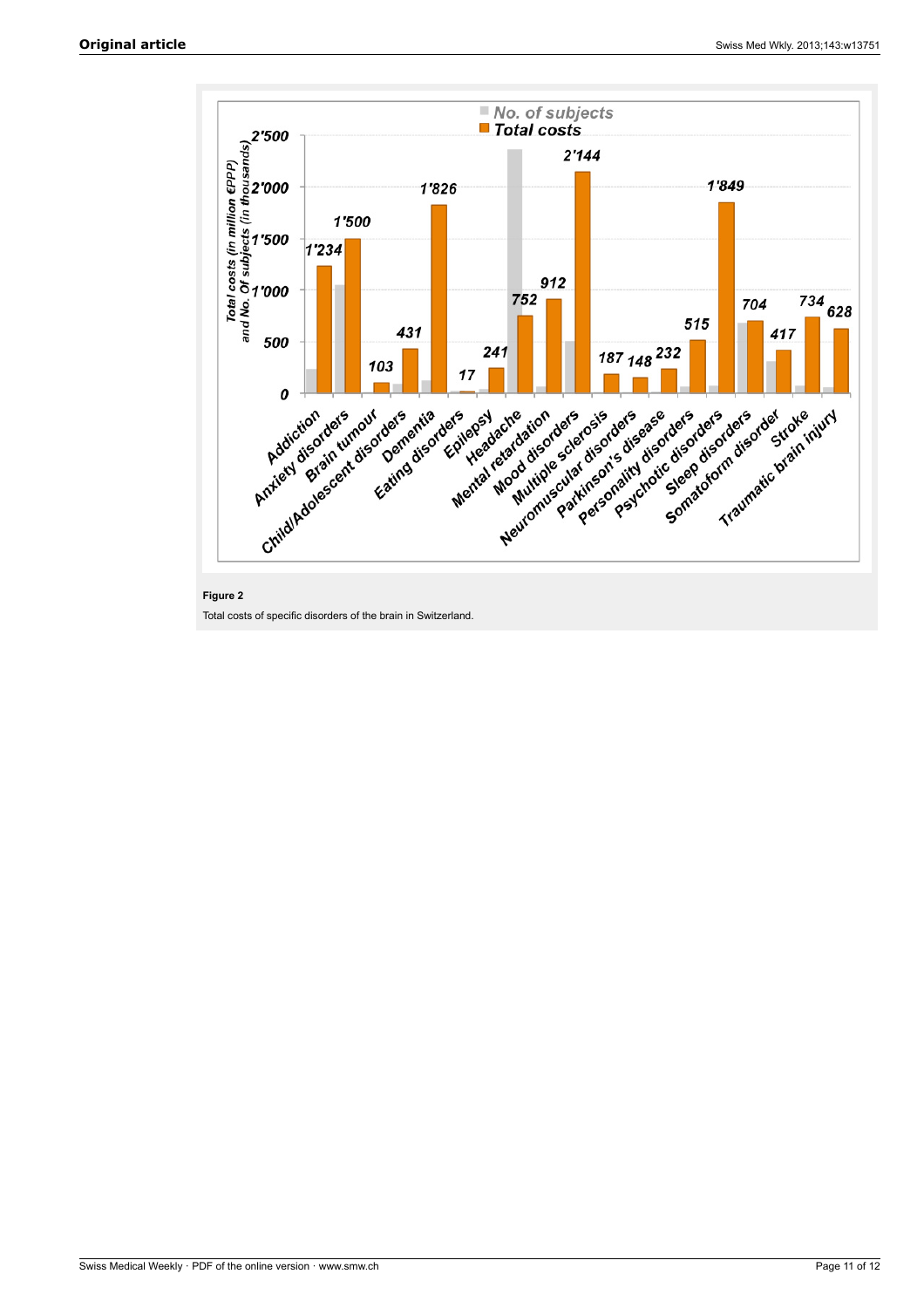**Figure 2**

Total costs of specific disorders of the brain in Switzerland.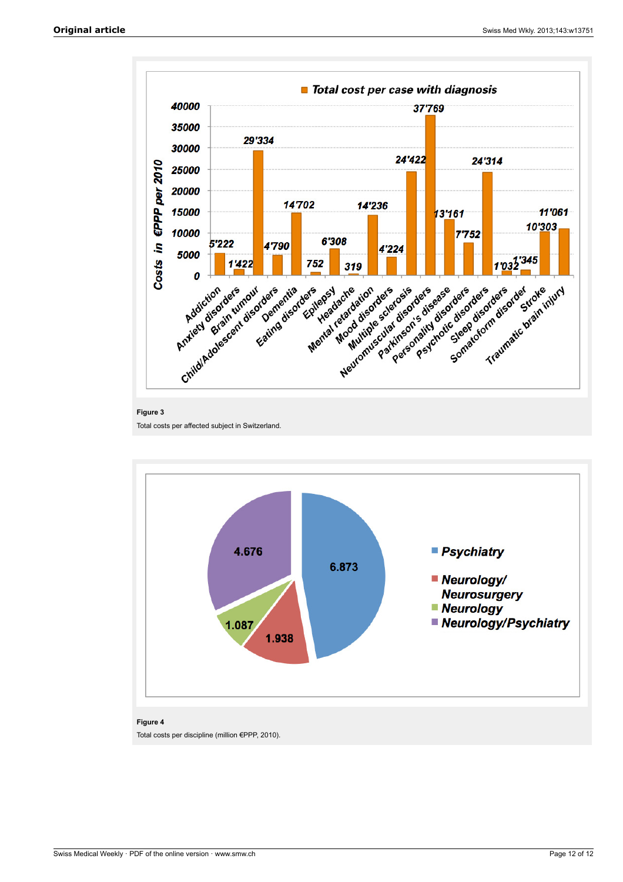Total cost per case with diagnosis

Costs in €PPP per 2010

40000
35000
30000
25000
20000
15000
10000
5000
0

5'222
1'422
29'334
4'790
14'702
752
6'308
319
14'236
4'224
24'422
37'769
13'161
7'752
24'314
1'032
1'345
10'303
11'061

Addiction
Anxiety disorders
Brain tumour
Child/Adolescent disorders
Dementia
Eating disorders
Epilepsy
Headache
Mental retardation
Mood disorders
Multiple sclerosis
Neuromuscular disorders
Parkinson's disease
Personality disorders
Psychotic disorders
Sleep disorders
Somatoform disorder
Stroke
Traumatic brain injury

**Figure 3**

Total costs per affected subject in Switzerland.

6.873
1.938
1.087
4.676

Psychiatry
Neurology/Neurosurgery
Neurology
Neurology/Psychiatry

**Figure 4**

Total costs per discipline (million €PPP, 2010).